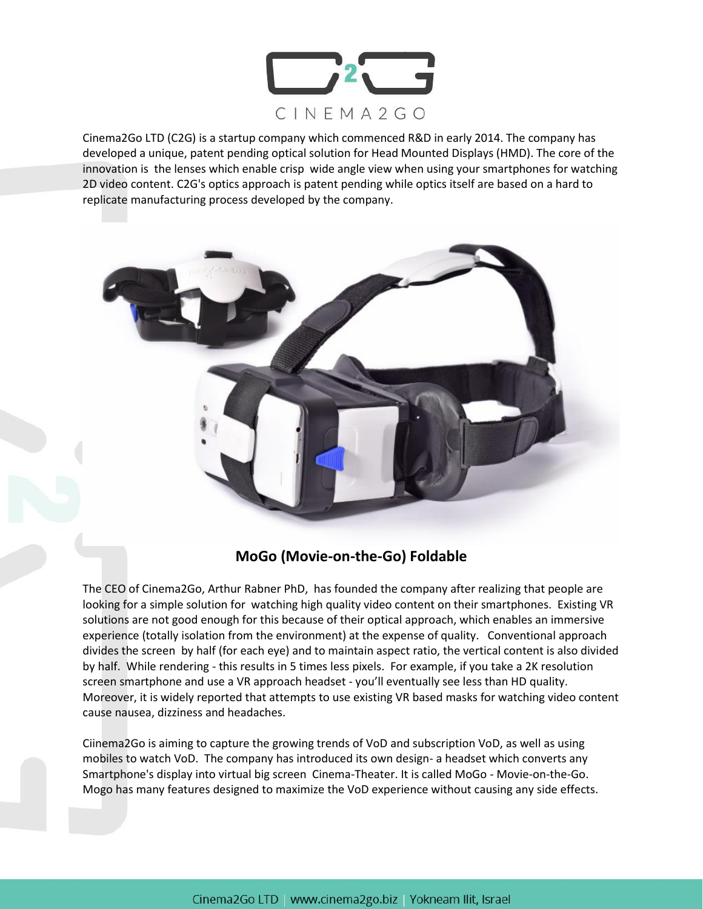CINEMA2GO

Cinema2Go LTD (C2G) is a startup company which commenced R&D in early 2014. The company has developed a unique, patent pending optical solution for Head Mounted Displays (HMD). The core of the innovation is the lenses which enable crisp wide angle view when using your smartphones for watching 2D video content. C2G's optics approach is patent pending while optics itself are based on a hard to replicate manufacturing process developed by the company.

**MoGo (Movie-on-the-Go) Foldable**

The CEO of Cinema2Go, Arthur Rabner PhD, has founded the company after realizing that people are looking for a simple solution for watching high quality video content on their smartphones. Existing VR solutions are not good enough for this because of their optical approach, which enables an immersive experience (totally isolation from the environment) at the expense of quality. Conventional approach divides the screen by half (for each eye) and to maintain aspect ratio, the vertical content is also divided by half. While rendering - this results in 5 times less pixels. For example, if you take a 2K resolution screen smartphone and use a VR approach headset - you'll eventually see less than HD quality. Moreover, it is widely reported that attempts to use existing VR based masks for watching video content cause nausea, dizziness and headaches.

Ciinema2Go is aiming to capture the growing trends of VoD and subscription VoD, as well as using mobiles to watch VoD. The company has introduced its own design- a headset which converts any Smartphone's display into virtual big screen Cinema-Theater. It is called MoGo - Movie-on-the-Go. Mogo has many features designed to maximize the VoD experience without causing any side effects.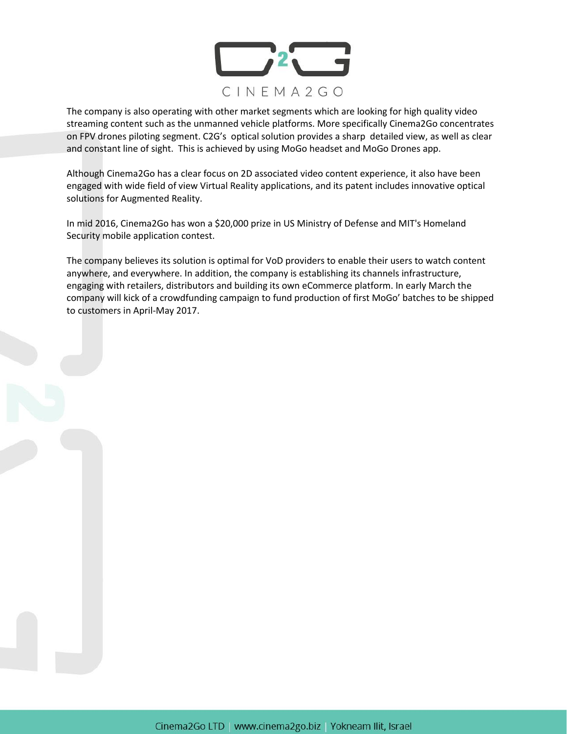The company is also operating with other market segments which are looking for high quality video streaming content such as the unmanned vehicle platforms. More specifically Cinema2Go concentrates on FPV drones piloting segment. C2G's optical solution provides a sharp detailed view, as well as clear and constant line of sight. This is achieved by using MoGo headset and MoGo Drones app.

Although Cinema2Go has a clear focus on 2D associated video content experience, it also have been engaged with wide field of view Virtual Reality applications, and its patent includes innovative optical solutions for Augmented Reality.

In mid 2016, Cinema2Go has won a $20,000 prize in US Ministry of Defense and MIT's Homeland Security mobile application contest.

The company believes its solution is optimal for VoD providers to enable their users to watch content anywhere, and everywhere. In addition, the company is establishing its channels infrastructure, engaging with retailers, distributors and building its own eCommerce platform. In early March the company will kick of a crowdfunding campaign to fund production of first MoGo' batches to be shipped to customers in April-May 2017.